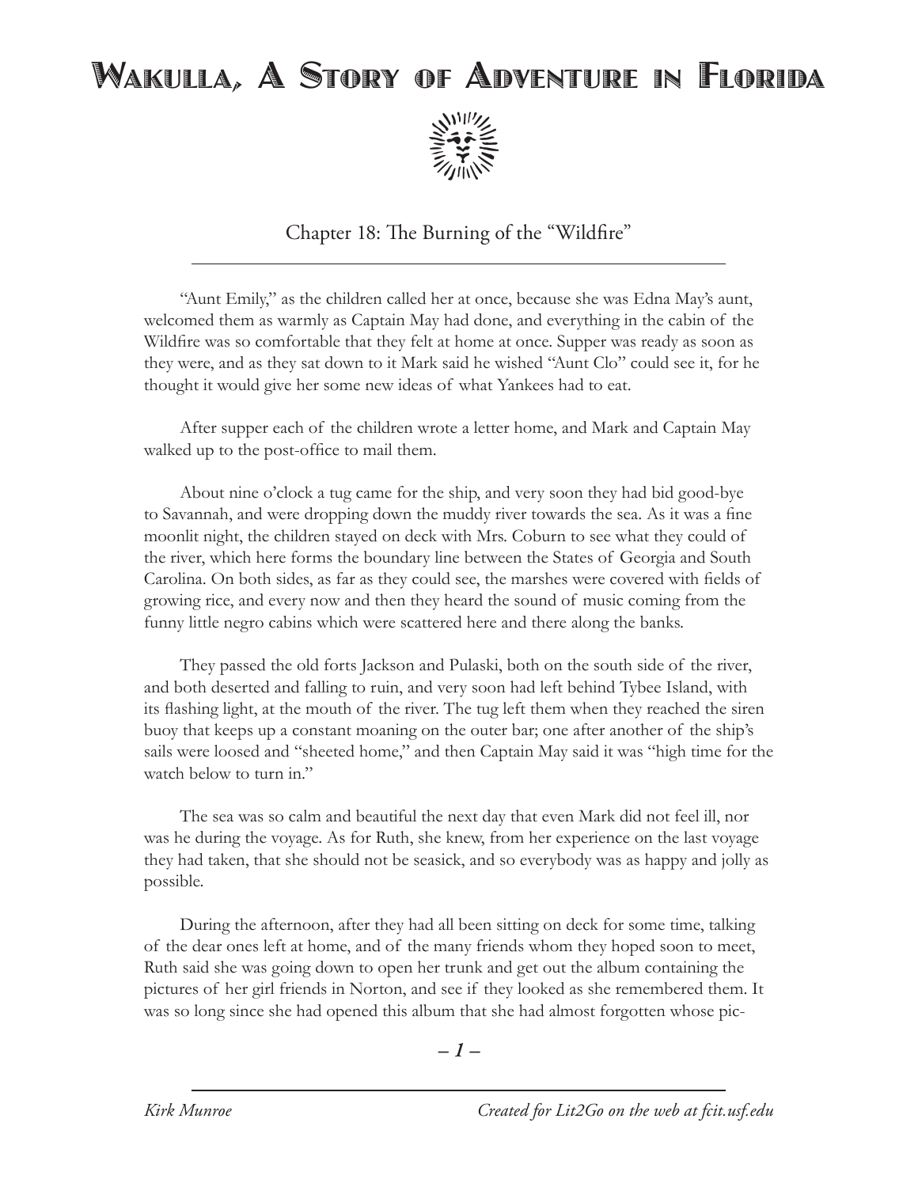# Wakulla, A Story of Adventure in Florida

## Chapter 18: The Burning of the "Wildfire"

"Aunt Emily," as the children called her at once, because she was Edna May's aunt, welcomed them as warmly as Captain May had done, and everything in the cabin of the Wildfire was so comfortable that they felt at home at once. Supper was ready as soon as they were, and as they sat down to it Mark said he wished "Aunt Clo" could see it, for he thought it would give her some new ideas of what Yankees had to eat.

After supper each of the children wrote a letter home, and Mark and Captain May walked up to the post-office to mail them.

About nine o'clock a tug came for the ship, and very soon they had bid good-bye to Savannah, and were dropping down the muddy river towards the sea. As it was a fine moonlit night, the children stayed on deck with Mrs. Coburn to see what they could of the river, which here forms the boundary line between the States of Georgia and South Carolina. On both sides, as far as they could see, the marshes were covered with fields of growing rice, and every now and then they heard the sound of music coming from the funny little negro cabins which were scattered here and there along the banks.

They passed the old forts Jackson and Pulaski, both on the south side of the river, and both deserted and falling to ruin, and very soon had left behind Tybee Island, with its flashing light, at the mouth of the river. The tug left them when they reached the siren buoy that keeps up a constant moaning on the outer bar; one after another of the ship's sails were loosed and "sheeted home," and then Captain May said it was "high time for the watch below to turn in."

The sea was so calm and beautiful the next day that even Mark did not feel ill, nor was he during the voyage. As for Ruth, she knew, from her experience on the last voyage they had taken, that she should not be seasick, and so everybody was as happy and jolly as possible.

During the afternoon, after they had all been sitting on deck for some time, talking of the dear ones left at home, and of the many friends whom they hoped soon to meet, Ruth said she was going down to open her trunk and get out the album containing the pictures of her girl friends in Norton, and see if they looked as she remembered them. It was so long since she had opened this album that she had almost forgotten whose pic-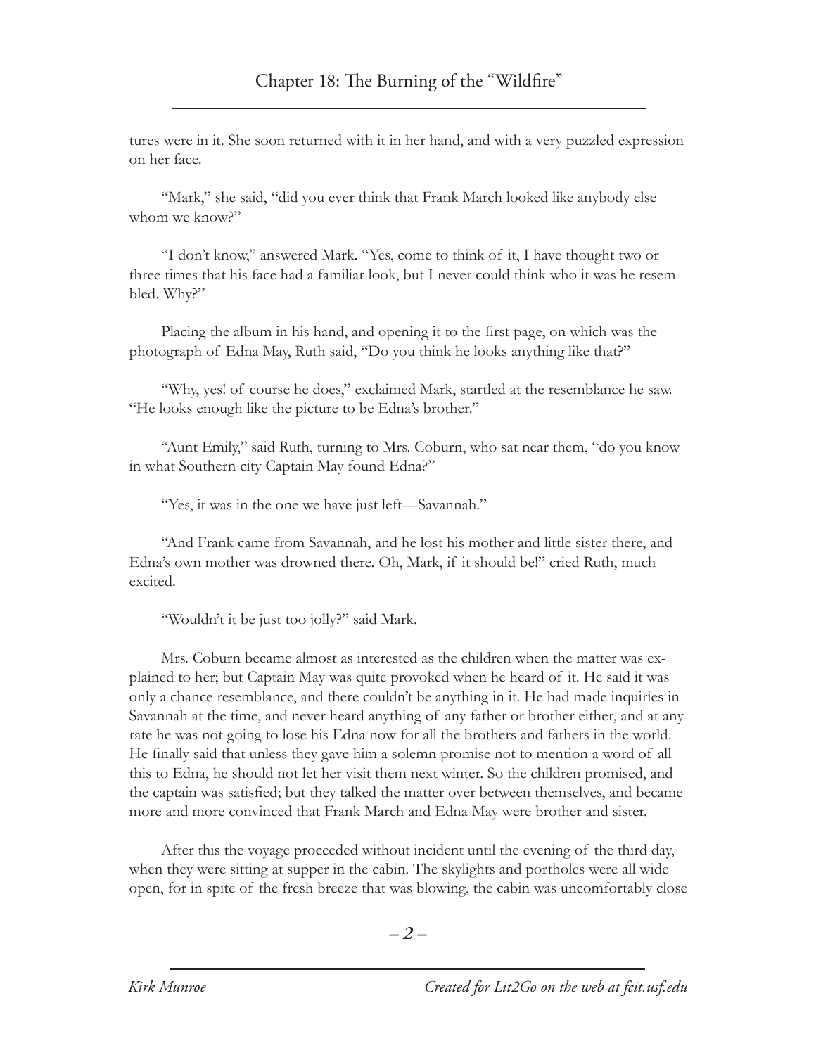tures were in it. She soon returned with it in her hand, and with a very puzzled expression on her face.

"Mark," she said, "did you ever think that Frank March looked like anybody else whom we know?"

"I don't know," answered Mark. "Yes, come to think of it, I have thought two or three times that his face had a familiar look, but I never could think who it was he resembled. Why?"

Placing the album in his hand, and opening it to the first page, on which was the photograph of Edna May, Ruth said, "Do you think he looks anything like that?"

"Why, yes! of course he does," exclaimed Mark, startled at the resemblance he saw. "He looks enough like the picture to be Edna's brother."

"Aunt Emily," said Ruth, turning to Mrs. Coburn, who sat near them, "do you know in what Southern city Captain May found Edna?"

"Yes, it was in the one we have just left—Savannah."

"And Frank came from Savannah, and he lost his mother and little sister there, and Edna's own mother was drowned there. Oh, Mark, if it should be!" cried Ruth, much excited.

"Wouldn't it be just too jolly?" said Mark.

Mrs. Coburn became almost as interested as the children when the matter was explained to her; but Captain May was quite provoked when he heard of it. He said it was only a chance resemblance, and there couldn't be anything in it. He had made inquiries in Savannah at the time, and never heard anything of any father or brother either, and at any rate he was not going to lose his Edna now for all the brothers and fathers in the world. He finally said that unless they gave him a solemn promise not to mention a word of all this to Edna, he should not let her visit them next winter. So the children promised, and the captain was satisfied; but they talked the matter over between themselves, and became more and more convinced that Frank March and Edna May were brother and sister.

After this the voyage proceeded without incident until the evening of the third day, when they were sitting at supper in the cabin. The skylights and portholes were all wide open, for in spite of the fresh breeze that was blowing, the cabin was uncomfortably close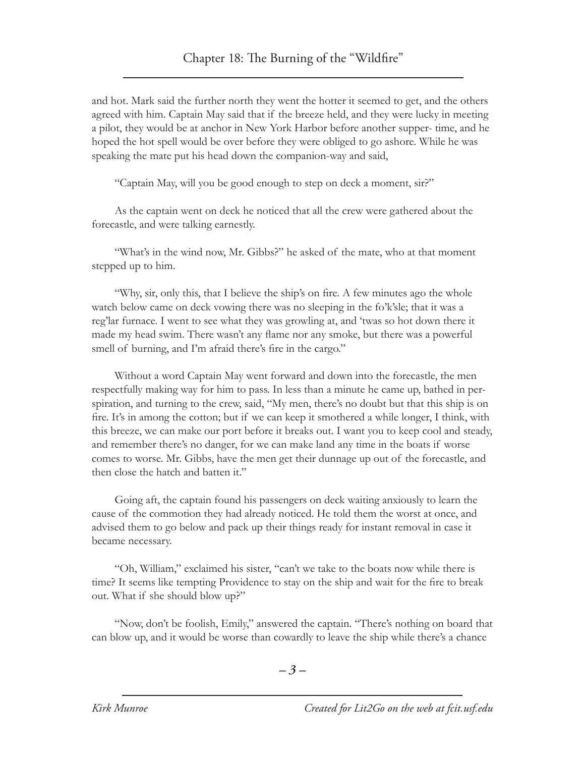and hot. Mark said the further north they went the hotter it seemed to get, and the others agreed with him. Captain May said that if the breeze held, and they were lucky in meeting a pilot, they would be at anchor in New York Harbor before another supper- time, and he hoped the hot spell would be over before they were obliged to go ashore. While he was speaking the mate put his head down the companion-way and said,

"Captain May, will you be good enough to step on deck a moment, sir?"

As the captain went on deck he noticed that all the crew were gathered about the forecastle, and were talking earnestly.

"What's in the wind now, Mr. Gibbs?" he asked of the mate, who at that moment stepped up to him.

"Why, sir, only this, that I believe the ship's on fire. A few minutes ago the whole watch below came on deck vowing there was no sleeping in the fo'k'sle; that it was a reg'lar furnace. I went to see what they was growling at, and 'twas so hot down there it made my head swim. There wasn't any flame nor any smoke, but there was a powerful smell of burning, and I'm afraid there's fire in the cargo."

Without a word Captain May went forward and down into the forecastle, the men respectfully making way for him to pass. In less than a minute he came up, bathed in perspiration, and turning to the crew, said, "My men, there's no doubt but that this ship is on fire. It's in among the cotton; but if we can keep it smothered a while longer, I think, with this breeze, we can make our port before it breaks out. I want you to keep cool and steady, and remember there's no danger, for we can make land any time in the boats if worse comes to worse. Mr. Gibbs, have the men get their dunnage up out of the forecastle, and then close the hatch and batten it."

Going aft, the captain found his passengers on deck waiting anxiously to learn the cause of the commotion they had already noticed. He told them the worst at once, and advised them to go below and pack up their things ready for instant removal in case it became necessary.

"Oh, William," exclaimed his sister, "can't we take to the boats now while there is time? It seems like tempting Providence to stay on the ship and wait for the fire to break out. What if she should blow up?"

"Now, don't be foolish, Emily," answered the captain. "There's nothing on board that can blow up, and it would be worse than cowardly to leave the ship while there's a chance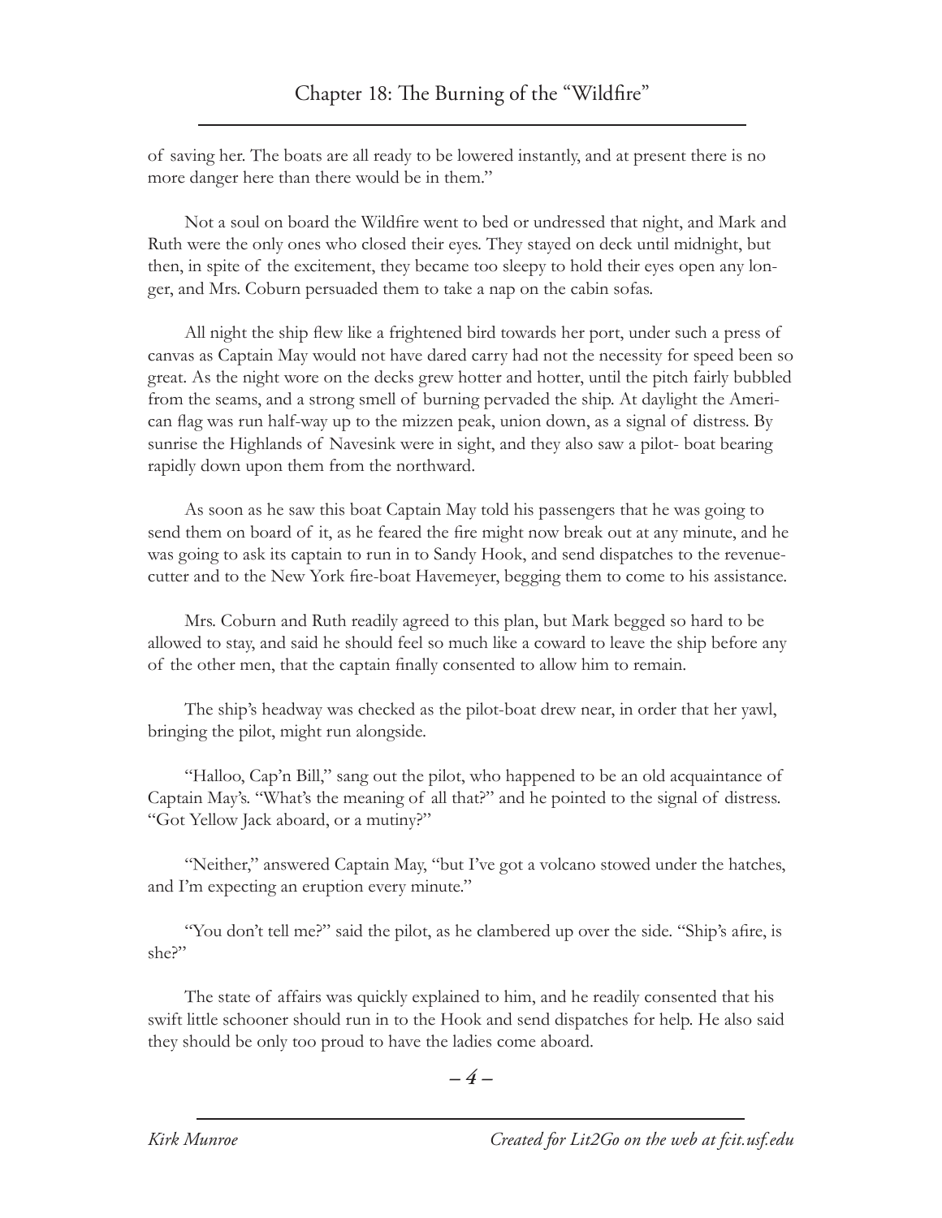of saving her. The boats are all ready to be lowered instantly, and at present there is no more danger here than there would be in them."

Not a soul on board the Wildfire went to bed or undressed that night, and Mark and Ruth were the only ones who closed their eyes. They stayed on deck until midnight, but then, in spite of the excitement, they became too sleepy to hold their eyes open any longer, and Mrs. Coburn persuaded them to take a nap on the cabin sofas.

All night the ship flew like a frightened bird towards her port, under such a press of canvas as Captain May would not have dared carry had not the necessity for speed been so great. As the night wore on the decks grew hotter and hotter, until the pitch fairly bubbled from the seams, and a strong smell of burning pervaded the ship. At daylight the American flag was run half-way up to the mizzen peak, union down, as a signal of distress. By sunrise the Highlands of Navesink were in sight, and they also saw a pilot- boat bearing rapidly down upon them from the northward.

As soon as he saw this boat Captain May told his passengers that he was going to send them on board of it, as he feared the fire might now break out at any minute, and he was going to ask its captain to run in to Sandy Hook, and send dispatches to the revenue-cutter and to the New York fire-boat Havemeyer, begging them to come to his assistance.

Mrs. Coburn and Ruth readily agreed to this plan, but Mark begged so hard to be allowed to stay, and said he should feel so much like a coward to leave the ship before any of the other men, that the captain finally consented to allow him to remain.

The ship's headway was checked as the pilot-boat drew near, in order that her yawl, bringing the pilot, might run alongside.

"Halloo, Cap'n Bill," sang out the pilot, who happened to be an old acquaintance of Captain May's. "What's the meaning of all that?" and he pointed to the signal of distress. "Got Yellow Jack aboard, or a mutiny?"

"Neither," answered Captain May, "but I've got a volcano stowed under the hatches, and I'm expecting an eruption every minute."

"You don't tell me?" said the pilot, as he clambered up over the side. "Ship's afire, is she?"

The state of affairs was quickly explained to him, and he readily consented that his swift little schooner should run in to the Hook and send dispatches for help. He also said they should be only too proud to have the ladies come aboard.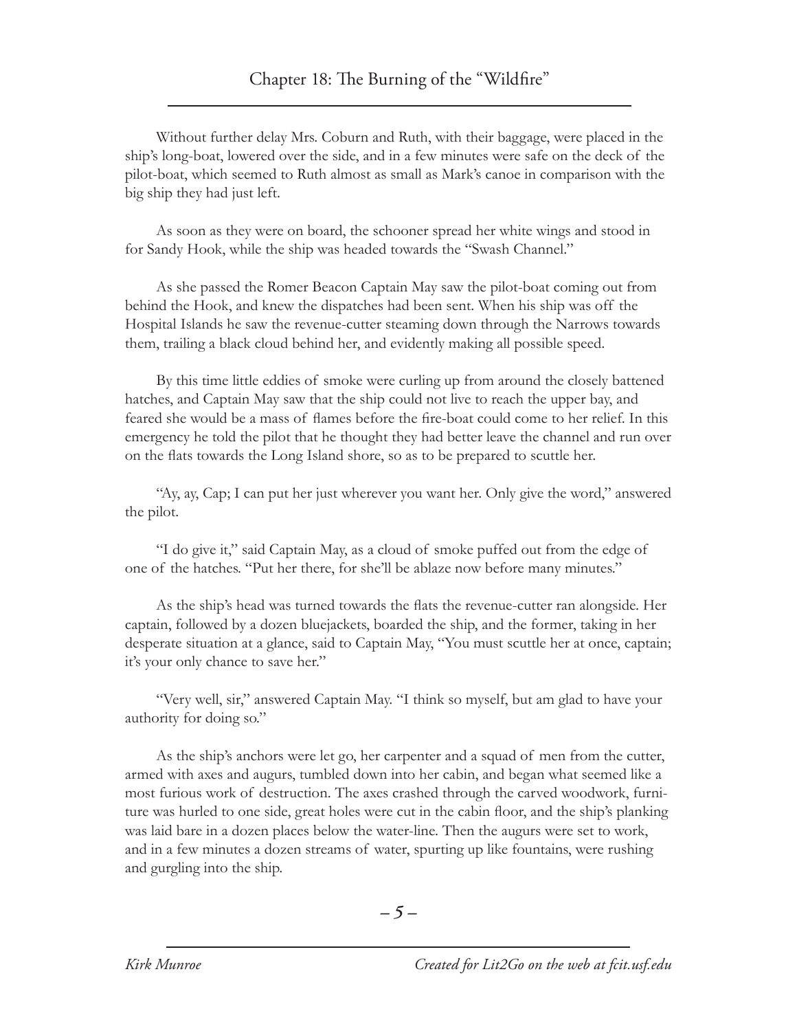## Chapter 18: The Burning of the "Wildfire"

Without further delay Mrs. Coburn and Ruth, with their baggage, were placed in the ship's long-boat, lowered over the side, and in a few minutes were safe on the deck of the pilot-boat, which seemed to Ruth almost as small as Mark's canoe in comparison with the big ship they had just left.

As soon as they were on board, the schooner spread her white wings and stood in for Sandy Hook, while the ship was headed towards the "Swash Channel."

As she passed the Romer Beacon Captain May saw the pilot-boat coming out from behind the Hook, and knew the dispatches had been sent. When his ship was off the Hospital Islands he saw the revenue-cutter steaming down through the Narrows towards them, trailing a black cloud behind her, and evidently making all possible speed.

By this time little eddies of smoke were curling up from around the closely battened hatches, and Captain May saw that the ship could not live to reach the upper bay, and feared she would be a mass of flames before the fire-boat could come to her relief. In this emergency he told the pilot that he thought they had better leave the channel and run over on the flats towards the Long Island shore, so as to be prepared to scuttle her.

"Ay, ay, Cap; I can put her just wherever you want her. Only give the word," answered the pilot.

"I do give it," said Captain May, as a cloud of smoke puffed out from the edge of one of the hatches. "Put her there, for she'll be ablaze now before many minutes."

As the ship's head was turned towards the flats the revenue-cutter ran alongside. Her captain, followed by a dozen bluejackets, boarded the ship, and the former, taking in her desperate situation at a glance, said to Captain May, "You must scuttle her at once, captain; it's your only chance to save her."

"Very well, sir," answered Captain May. "I think so myself, but am glad to have your authority for doing so."

As the ship's anchors were let go, her carpenter and a squad of men from the cutter, armed with axes and augurs, tumbled down into her cabin, and began what seemed like a most furious work of destruction. The axes crashed through the carved woodwork, furniture was hurled to one side, great holes were cut in the cabin floor, and the ship's planking was laid bare in a dozen places below the water-line. Then the augurs were set to work, and in a few minutes a dozen streams of water, spurting up like fountains, were rushing and gurgling into the ship.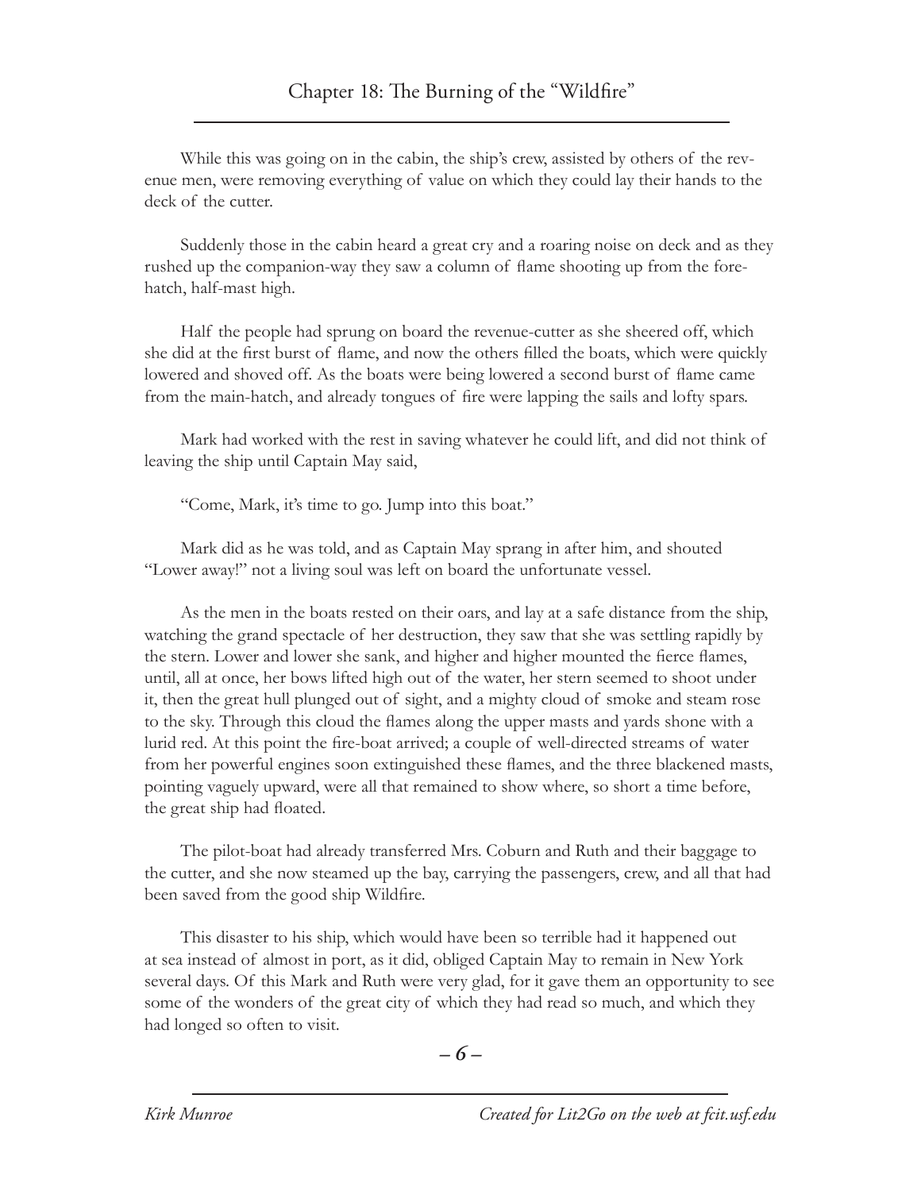## Chapter 18: The Burning of the "Wildfire"

While this was going on in the cabin, the ship's crew, assisted by others of the revenue men, were removing everything of value on which they could lay their hands to the deck of the cutter.

Suddenly those in the cabin heard a great cry and a roaring noise on deck and as they rushed up the companion-way they saw a column of flame shooting up from the fore-hatch, half-mast high.

Half the people had sprung on board the revenue-cutter as she sheered off, which she did at the first burst of flame, and now the others filled the boats, which were quickly lowered and shoved off. As the boats were being lowered a second burst of flame came from the main-hatch, and already tongues of fire were lapping the sails and lofty spars.

Mark had worked with the rest in saving whatever he could lift, and did not think of leaving the ship until Captain May said,

"Come, Mark, it's time to go. Jump into this boat."

Mark did as he was told, and as Captain May sprang in after him, and shouted "Lower away!" not a living soul was left on board the unfortunate vessel.

As the men in the boats rested on their oars, and lay at a safe distance from the ship, watching the grand spectacle of her destruction, they saw that she was settling rapidly by the stern. Lower and lower she sank, and higher and higher mounted the fierce flames, until, all at once, her bows lifted high out of the water, her stern seemed to shoot under it, then the great hull plunged out of sight, and a mighty cloud of smoke and steam rose to the sky. Through this cloud the flames along the upper masts and yards shone with a lurid red. At this point the fire-boat arrived; a couple of well-directed streams of water from her powerful engines soon extinguished these flames, and the three blackened masts, pointing vaguely upward, were all that remained to show where, so short a time before, the great ship had floated.

The pilot-boat had already transferred Mrs. Coburn and Ruth and their baggage to the cutter, and she now steamed up the bay, carrying the passengers, crew, and all that had been saved from the good ship Wildfire.

This disaster to his ship, which would have been so terrible had it happened out at sea instead of almost in port, as it did, obliged Captain May to remain in New York several days. Of this Mark and Ruth were very glad, for it gave them an opportunity to see some of the wonders of the great city of which they had read so much, and which they had longed so often to visit.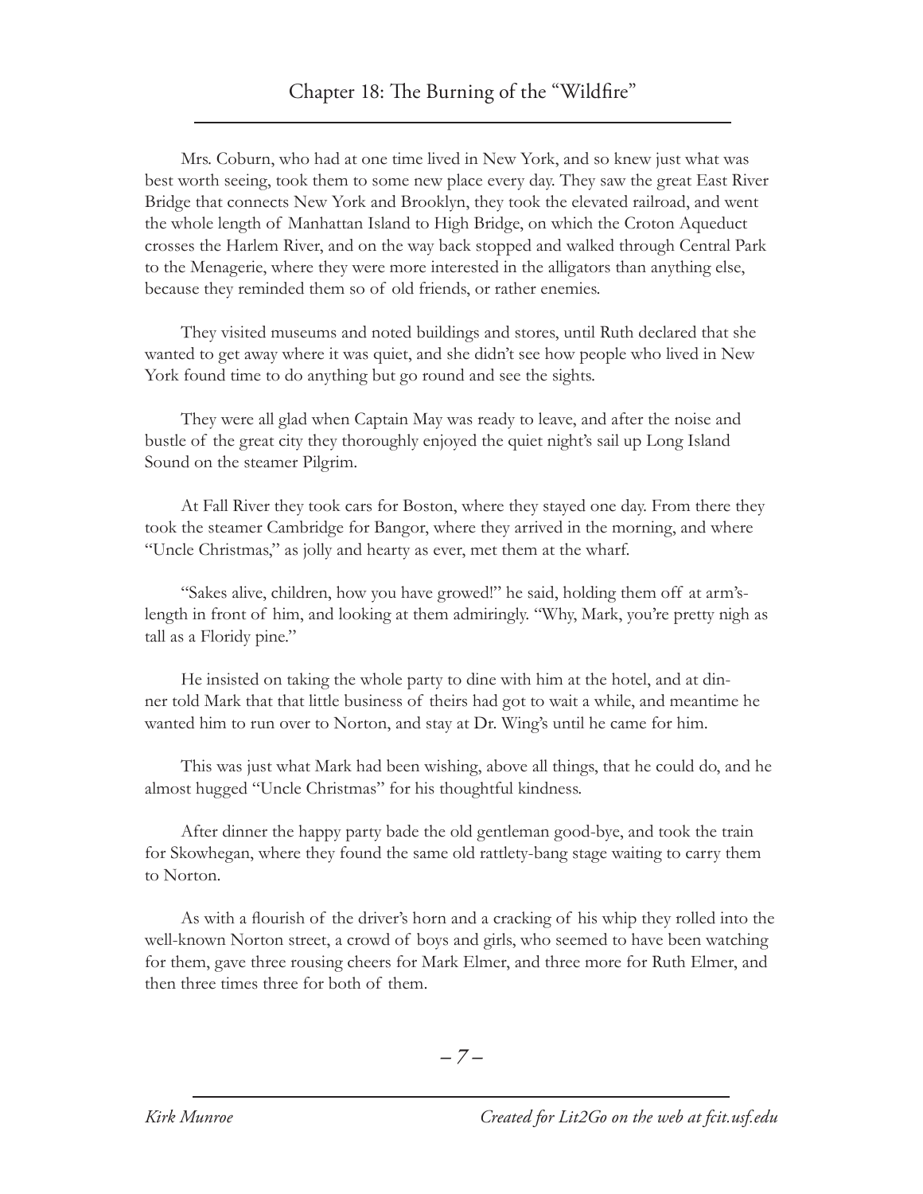## Chapter 18: The Burning of the "Wildfire"

Mrs. Coburn, who had at one time lived in New York, and so knew just what was best worth seeing, took them to some new place every day. They saw the great East River Bridge that connects New York and Brooklyn, they took the elevated railroad, and went the whole length of Manhattan Island to High Bridge, on which the Croton Aqueduct crosses the Harlem River, and on the way back stopped and walked through Central Park to the Menagerie, where they were more interested in the alligators than anything else, because they reminded them so of old friends, or rather enemies.

They visited museums and noted buildings and stores, until Ruth declared that she wanted to get away where it was quiet, and she didn't see how people who lived in New York found time to do anything but go round and see the sights.

They were all glad when Captain May was ready to leave, and after the noise and bustle of the great city they thoroughly enjoyed the quiet night's sail up Long Island Sound on the steamer Pilgrim.

At Fall River they took cars for Boston, where they stayed one day. From there they took the steamer Cambridge for Bangor, where they arrived in the morning, and where "Uncle Christmas," as jolly and hearty as ever, met them at the wharf.

"Sakes alive, children, how you have growed!" he said, holding them off at arm's-length in front of him, and looking at them admiringly. "Why, Mark, you're pretty nigh as tall as a Floridy pine."

He insisted on taking the whole party to dine with him at the hotel, and at dinner told Mark that that little business of theirs had got to wait a while, and meantime he wanted him to run over to Norton, and stay at Dr. Wing's until he came for him.

This was just what Mark had been wishing, above all things, that he could do, and he almost hugged "Uncle Christmas" for his thoughtful kindness.

After dinner the happy party bade the old gentleman good-bye, and took the train for Skowhegan, where they found the same old rattlety-bang stage waiting to carry them to Norton.

As with a flourish of the driver's horn and a cracking of his whip they rolled into the well-known Norton street, a crowd of boys and girls, who seemed to have been watching for them, gave three rousing cheers for Mark Elmer, and three more for Ruth Elmer, and then three times three for both of them.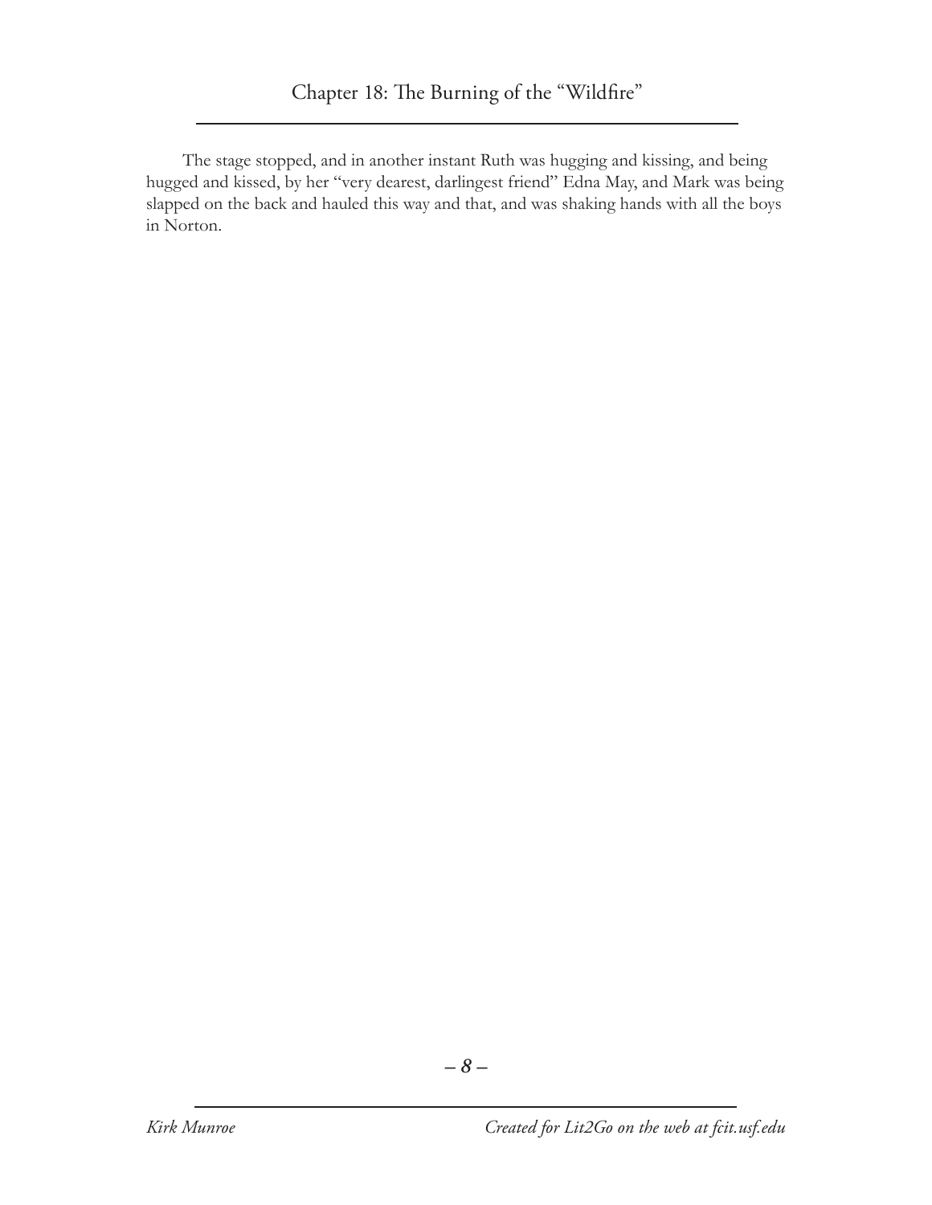## Chapter 18: The Burning of the "Wildfire"

The stage stopped, and in another instant Ruth was hugging and kissing, and being hugged and kissed, by her "very dearest, darlingest friend" Edna May, and Mark was being slapped on the back and hauled this way and that, and was shaking hands with all the boys in Norton.